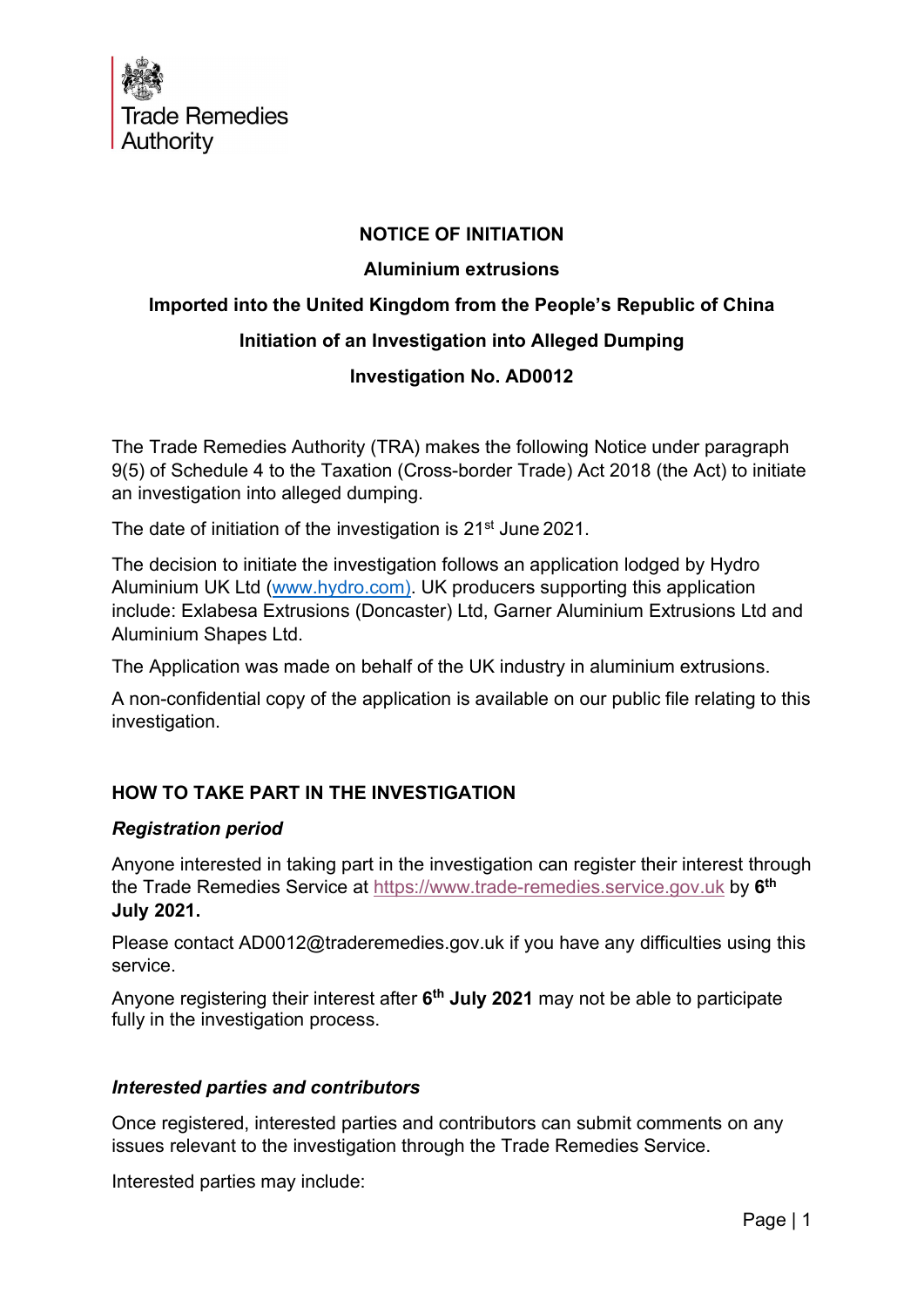Trade Remedies Authority

**NOTICE OF INITIATION**

**Aluminium extrusions**

**Imported into the United Kingdom from the People's Republic of China**

**Initiation of an Investigation into Alleged Dumping**

**Investigation No. AD0012**

The Trade Remedies Authority (TRA) makes the following Notice under paragraph 9(5) of Schedule 4 to the Taxation (Cross-border Trade) Act 2018 (the Act) to initiate an investigation into alleged dumping.

The date of initiation of the investigation is 21st June 2021.

The decision to initiate the investigation follows an application lodged by Hydro Aluminium UK Ltd (www.hydro.com). UK producers supporting this application include: Exlabesa Extrusions (Doncaster) Ltd, Garner Aluminium Extrusions Ltd and Aluminium Shapes Ltd.

The Application was made on behalf of the UK industry in aluminium extrusions.

A non-confidential copy of the application is available on our public file relating to this investigation.

## HOW TO TAKE PART IN THE INVESTIGATION

### *Registration period*

Anyone interested in taking part in the investigation can register their interest through the Trade Remedies Service at https://www.trade-remedies.service.gov.uk by **6th July 2021.**

Please contact AD0012@traderemedies.gov.uk if you have any difficulties using this service.

Anyone registering their interest after **6th July 2021** may not be able to participate fully in the investigation process.

### *Interested parties and contributors*

Once registered, interested parties and contributors can submit comments on any issues relevant to the investigation through the Trade Remedies Service.

Interested parties may include: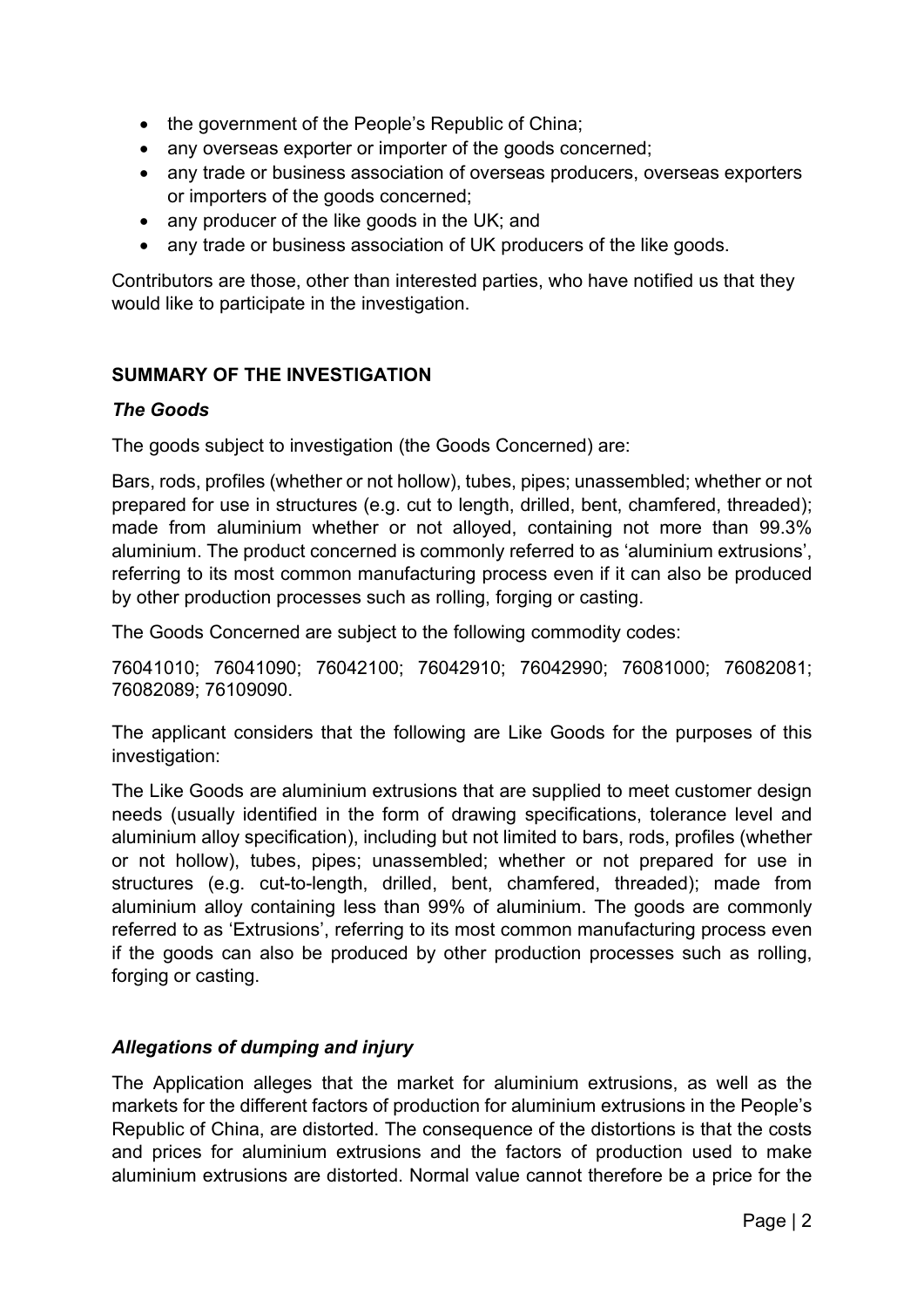- the government of the People's Republic of China;
- any overseas exporter or importer of the goods concerned;
- any trade or business association of overseas producers, overseas exporters or importers of the goods concerned;
- any producer of the like goods in the UK; and
- any trade or business association of UK producers of the like goods.

Contributors are those, other than interested parties, who have notified us that they would like to participate in the investigation.

## SUMMARY OF THE INVESTIGATION

### *The Goods*

The goods subject to investigation (the Goods Concerned) are:

Bars, rods, profiles (whether or not hollow), tubes, pipes; unassembled; whether or not prepared for use in structures (e.g. cut to length, drilled, bent, chamfered, threaded); made from aluminium whether or not alloyed, containing not more than 99.3% aluminium. The product concerned is commonly referred to as 'aluminium extrusions', referring to its most common manufacturing process even if it can also be produced by other production processes such as rolling, forging or casting.

The Goods Concerned are subject to the following commodity codes:

76041010; 76041090; 76042100; 76042910; 76042990; 76081000; 76082081; 76082089; 76109090.

The applicant considers that the following are Like Goods for the purposes of this investigation:

The Like Goods are aluminium extrusions that are supplied to meet customer design needs (usually identified in the form of drawing specifications, tolerance level and aluminium alloy specification), including but not limited to bars, rods, profiles (whether or not hollow), tubes, pipes; unassembled; whether or not prepared for use in structures (e.g. cut-to-length, drilled, bent, chamfered, threaded); made from aluminium alloy containing less than 99% of aluminium. The goods are commonly referred to as 'Extrusions', referring to its most common manufacturing process even if the goods can also be produced by other production processes such as rolling, forging or casting.

### *Allegations of dumping and injury*

The Application alleges that the market for aluminium extrusions, as well as the markets for the different factors of production for aluminium extrusions in the People's Republic of China, are distorted. The consequence of the distortions is that the costs and prices for aluminium extrusions and the factors of production used to make aluminium extrusions are distorted. Normal value cannot therefore be a price for the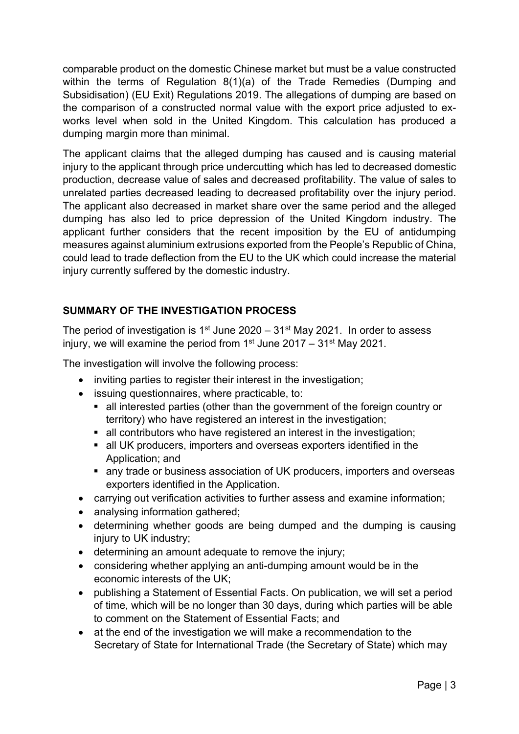comparable product on the domestic Chinese market but must be a value constructed within the terms of Regulation 8(1)(a) of the Trade Remedies (Dumping and Subsidisation) (EU Exit) Regulations 2019. The allegations of dumping are based on the comparison of a constructed normal value with the export price adjusted to ex-works level when sold in the United Kingdom. This calculation has produced a dumping margin more than minimal.

The applicant claims that the alleged dumping has caused and is causing material injury to the applicant through price undercutting which has led to decreased domestic production, decrease value of sales and decreased profitability. The value of sales to unrelated parties decreased leading to decreased profitability over the injury period. The applicant also decreased in market share over the same period and the alleged dumping has also led to price depression of the United Kingdom industry. The applicant further considers that the recent imposition by the EU of antidumping measures against aluminium extrusions exported from the People's Republic of China, could lead to trade deflection from the EU to the UK which could increase the material injury currently suffered by the domestic industry.

## SUMMARY OF THE INVESTIGATION PROCESS

The period of investigation is 1st June 2020 – 31st May 2021. In order to assess injury, we will examine the period from 1st June 2017 – 31st May 2021.

The investigation will involve the following process:

- inviting parties to register their interest in the investigation;
- issuing questionnaires, where practicable, to:
  - all interested parties (other than the government of the foreign country or territory) who have registered an interest in the investigation;
  - all contributors who have registered an interest in the investigation;
  - all UK producers, importers and overseas exporters identified in the Application; and
  - any trade or business association of UK producers, importers and overseas exporters identified in the Application.
- carrying out verification activities to further assess and examine information;
- analysing information gathered;
- determining whether goods are being dumped and the dumping is causing injury to UK industry;
- determining an amount adequate to remove the injury;
- considering whether applying an anti-dumping amount would be in the economic interests of the UK;
- publishing a Statement of Essential Facts. On publication, we will set a period of time, which will be no longer than 30 days, during which parties will be able to comment on the Statement of Essential Facts; and
- at the end of the investigation we will make a recommendation to the Secretary of State for International Trade (the Secretary of State) which may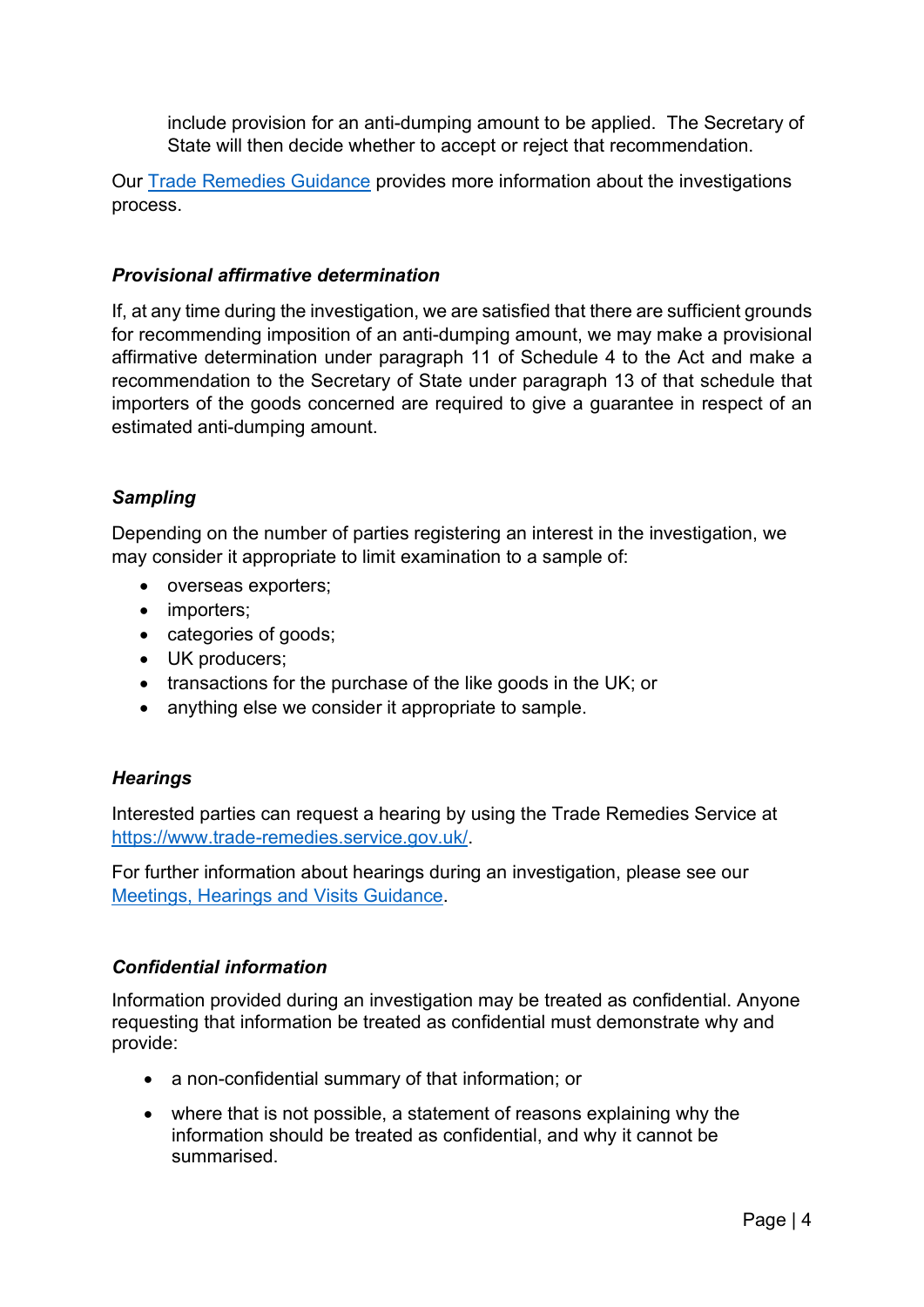include provision for an anti-dumping amount to be applied. The Secretary of State will then decide whether to accept or reject that recommendation.

Our [Trade Remedies Guidance](#) provides more information about the investigations process.

### *Provisional affirmative determination*

If, at any time during the investigation, we are satisfied that there are sufficient grounds for recommending imposition of an anti-dumping amount, we may make a provisional affirmative determination under paragraph 11 of Schedule 4 to the Act and make a recommendation to the Secretary of State under paragraph 13 of that schedule that importers of the goods concerned are required to give a guarantee in respect of an estimated anti-dumping amount.

### *Sampling*

Depending on the number of parties registering an interest in the investigation, we may consider it appropriate to limit examination to a sample of:

- overseas exporters;
- importers;
- categories of goods;
- UK producers;
- transactions for the purchase of the like goods in the UK; or
- anything else we consider it appropriate to sample.

### *Hearings*

Interested parties can request a hearing by using the Trade Remedies Service at [https://www.trade-remedies.service.gov.uk/](https://www.trade-remedies.service.gov.uk/).

For further information about hearings during an investigation, please see our [Meetings, Hearings and Visits Guidance](#).

### *Confidential information*

Information provided during an investigation may be treated as confidential. Anyone requesting that information be treated as confidential must demonstrate why and provide:

- a non-confidential summary of that information; or
- where that is not possible, a statement of reasons explaining why the information should be treated as confidential, and why it cannot be summarised.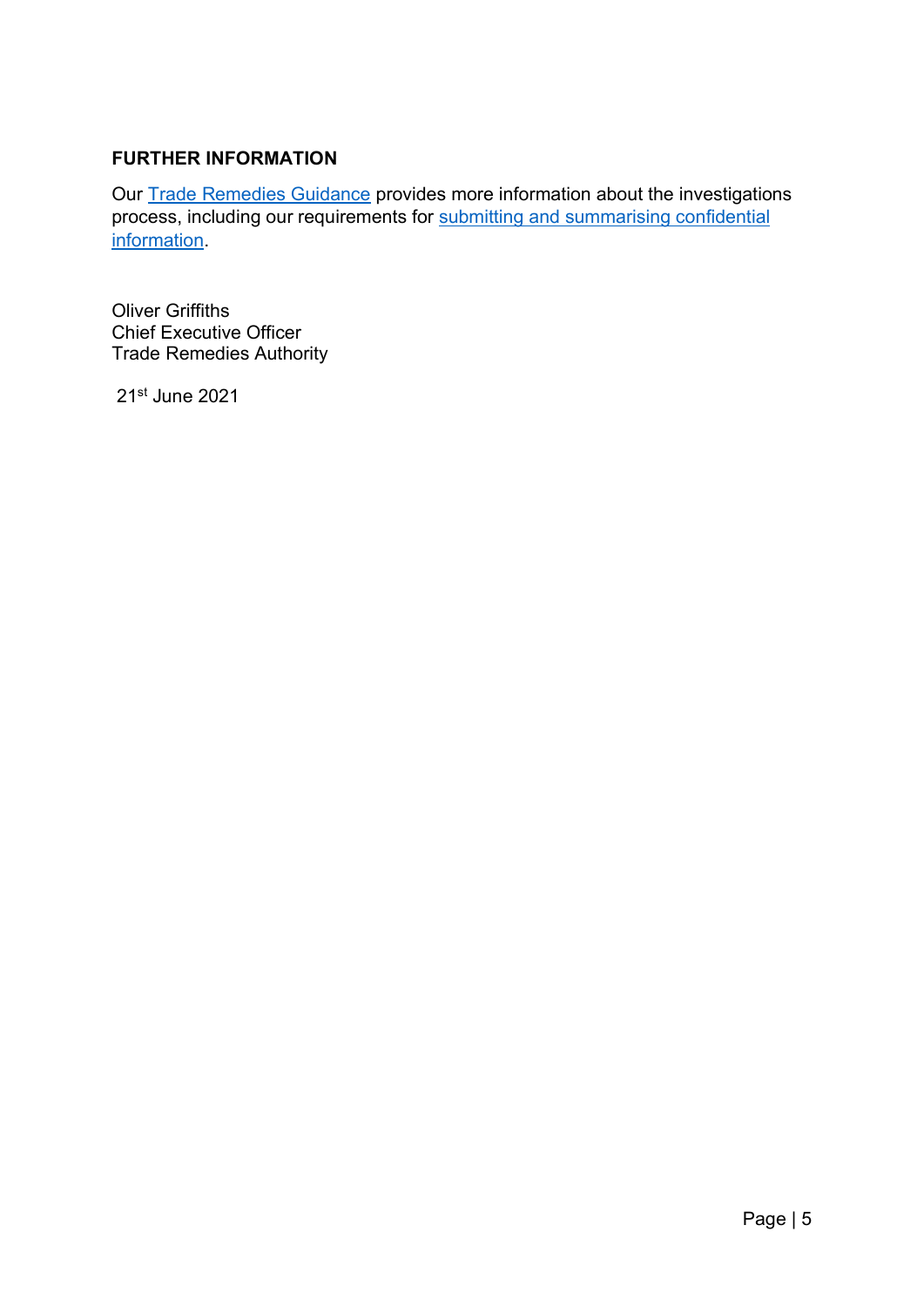## FURTHER INFORMATION

Our Trade Remedies Guidance provides more information about the investigations process, including our requirements for submitting and summarising confidential information.

Oliver Griffiths
Chief Executive Officer
Trade Remedies Authority

21st June 2021